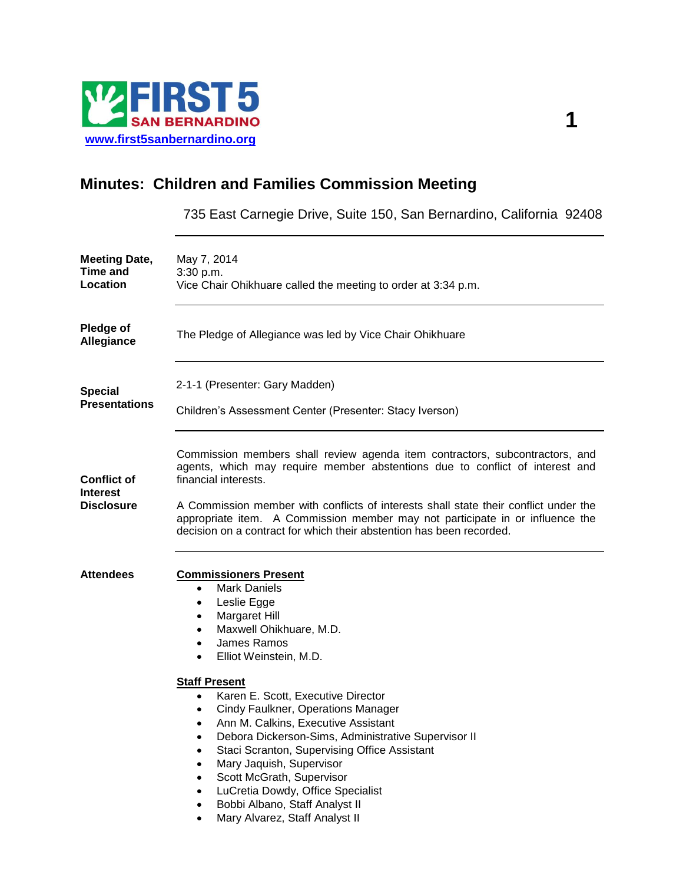FIRST 5 SAN BERNARDINO

www.first5sanbernardino.org

# Minutes: Children and Families Commission Meeting

735 East Carnegie Drive, Suite 150, San Bernardino, California 92408

**Meeting Date, Time and Location**

May 7, 2014
3:30 p.m.
Vice Chair Ohikhuare called the meeting to order at 3:34 p.m.

**Pledge of Allegiance**

The Pledge of Allegiance was led by Vice Chair Ohikhuare

**Special Presentations**

2-1-1 (Presenter: Gary Madden)

Children's Assessment Center (Presenter: Stacy Iverson)

**Conflict of Interest Disclosure**

Commission members shall review agenda item contractors, subcontractors, and agents, which may require member abstentions due to conflict of interest and financial interests.

A Commission member with conflicts of interests shall state their conflict under the appropriate item. A Commission member may not participate in or influence the decision on a contract for which their abstention has been recorded.

**Attendees**

**Commissioners Present**

- Mark Daniels
- Leslie Egge
- Margaret Hill
- Maxwell Ohikhuare, M.D.
- James Ramos
- Elliot Weinstein, M.D.

**Staff Present**

- Karen E. Scott, Executive Director
- Cindy Faulkner, Operations Manager
- Ann M. Calkins, Executive Assistant
- Debora Dickerson-Sims, Administrative Supervisor II
- Staci Scranton, Supervising Office Assistant
- Mary Jaquish, Supervisor
- Scott McGrath, Supervisor
- LuCretia Dowdy, Office Specialist
- Bobbi Albano, Staff Analyst II
- Mary Alvarez, Staff Analyst II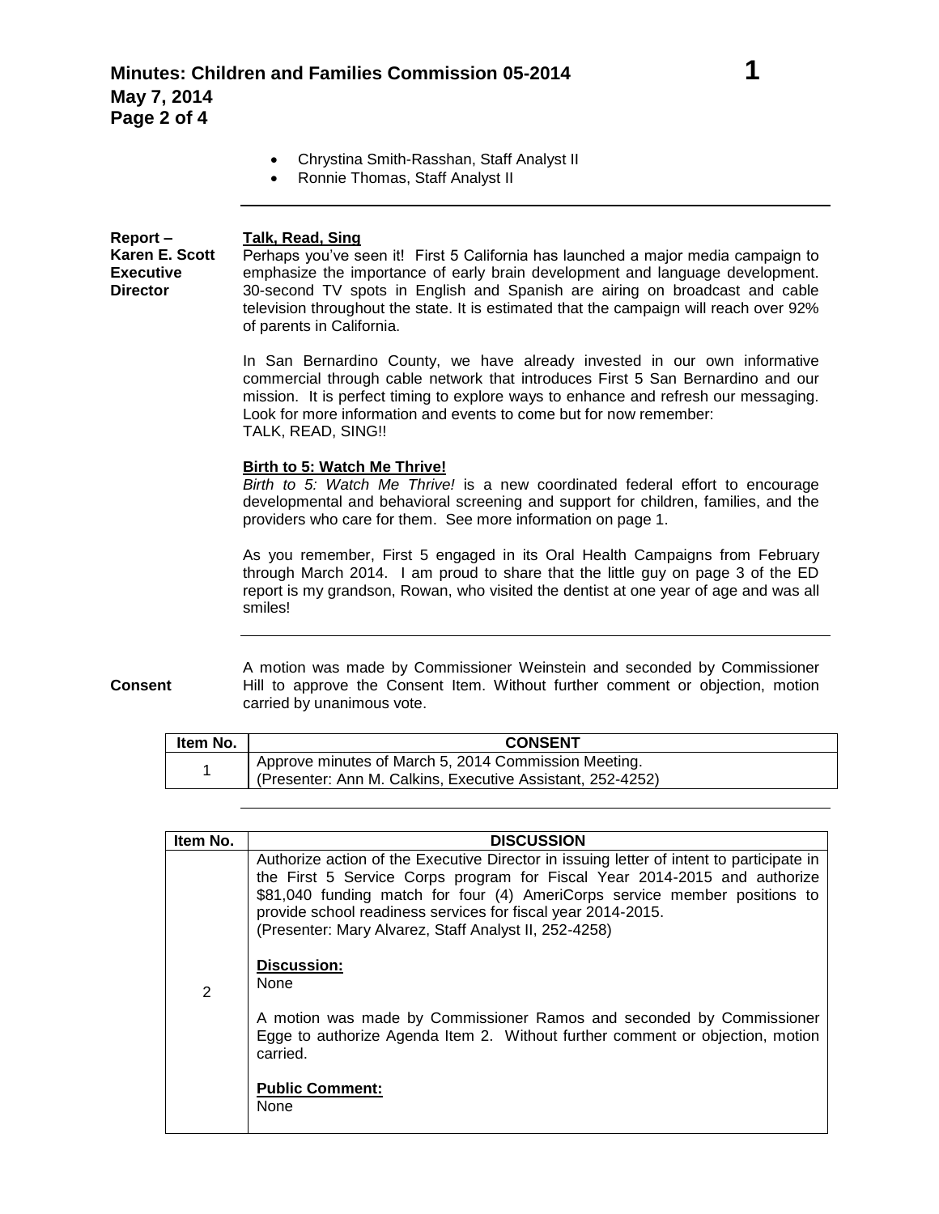- Chrystina Smith-Rasshan, Staff Analyst II
- Ronnie Thomas, Staff Analyst II

---

**Report – Karen E. Scott Executive Director**

**Talk, Read, Sing**

Perhaps you've seen it! First 5 California has launched a major media campaign to emphasize the importance of early brain development and language development. 30-second TV spots in English and Spanish are airing on broadcast and cable television throughout the state. It is estimated that the campaign will reach over 92% of parents in California.

In San Bernardino County, we have already invested in our own informative commercial through cable network that introduces First 5 San Bernardino and our mission. It is perfect timing to explore ways to enhance and refresh our messaging. Look for more information and events to come but for now remember:
TALK, READ, SING!!

**Birth to 5: Watch Me Thrive!**

*Birth to 5: Watch Me Thrive!* is a new coordinated federal effort to encourage developmental and behavioral screening and support for children, families, and the providers who care for them. See more information on page 1.

As you remember, First 5 engaged in its Oral Health Campaigns from February through March 2014. I am proud to share that the little guy on page 3 of the ED report is my grandson, Rowan, who visited the dentist at one year of age and was all smiles!

---

**Consent**

A motion was made by Commissioner Weinstein and seconded by Commissioner Hill to approve the Consent Item. Without further comment or objection, motion carried by unanimous vote.

| Item No. | CONSENT |
|---|---|
| 1 | Approve minutes of March 5, 2014 Commission Meeting.<br>(Presenter: Ann M. Calkins, Executive Assistant, 252-4252) |

---

| Item No. | DISCUSSION |
|---|---|
| 2 | Authorize action of the Executive Director in issuing letter of intent to participate in the First 5 Service Corps program for Fiscal Year 2014-2015 and authorize $81,040 funding match for four (4) AmeriCorps service member positions to provide school readiness services for fiscal year 2014-2015.<br>(Presenter: Mary Alvarez, Staff Analyst II, 252-4258)<br><br>**Discussion:**<br>None<br><br>A motion was made by Commissioner Ramos and seconded by Commissioner Egge to authorize Agenda Item 2. Without further comment or objection, motion carried.<br><br>**Public Comment:**<br>None |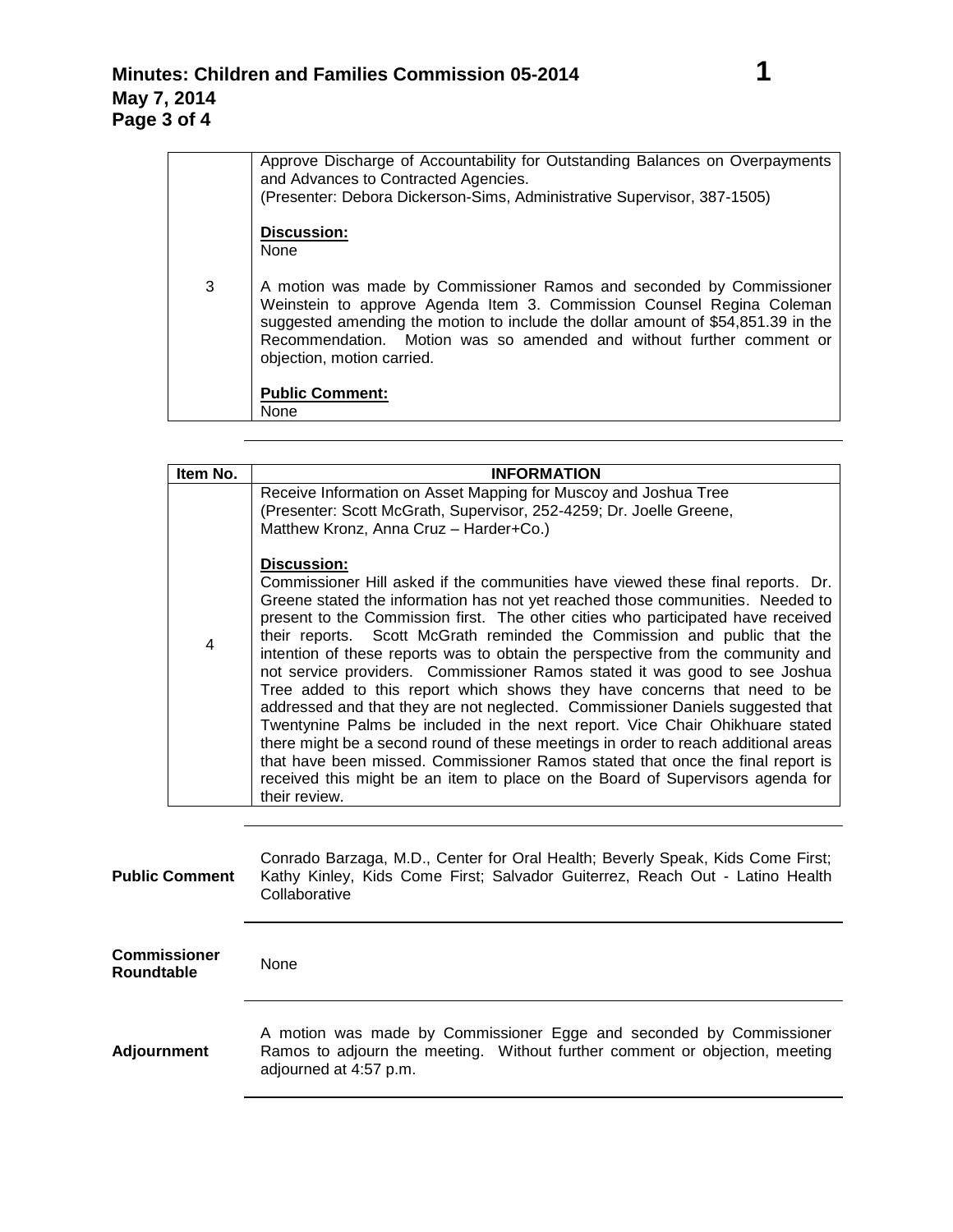| | |
|---|---|
| 3 | Approve Discharge of Accountability for Outstanding Balances on Overpayments and Advances to Contracted Agencies.<br>(Presenter: Debora Dickerson-Sims, Administrative Supervisor, 387-1505)<br><br>**Discussion:**<br>None<br><br>A motion was made by Commissioner Ramos and seconded by Commissioner Weinstein to approve Agenda Item 3. Commission Counsel Regina Coleman suggested amending the motion to include the dollar amount of $54,851.39 in the Recommendation. Motion was so amended and without further comment or objection, motion carried.<br><br>**Public Comment:**<br>None |

| Item No. | INFORMATION |
|---|---|
| 4 | Receive Information on Asset Mapping for Muscoy and Joshua Tree<br>(Presenter: Scott McGrath, Supervisor, 252-4259; Dr. Joelle Greene, Matthew Kronz, Anna Cruz – Harder+Co.)<br><br>**Discussion:**<br>Commissioner Hill asked if the communities have viewed these final reports. Dr. Greene stated the information has not yet reached those communities. Needed to present to the Commission first. The other cities who participated have received their reports. Scott McGrath reminded the Commission and public that the intention of these reports was to obtain the perspective from the community and not service providers. Commissioner Ramos stated it was good to see Joshua Tree added to this report which shows they have concerns that need to be addressed and that they are not neglected. Commissioner Daniels suggested that Twentynine Palms be included in the next report. Vice Chair Ohikhuare stated there might be a second round of these meetings in order to reach additional areas that have been missed. Commissioner Ramos stated that once the final report is received this might be an item to place on the Board of Supervisors agenda for their review. |

**Public Comment**

Conrado Barzaga, M.D., Center for Oral Health; Beverly Speak, Kids Come First; Kathy Kinley, Kids Come First; Salvador Guiterrez, Reach Out - Latino Health Collaborative

**Commissioner Roundtable**

None

**Adjournment**

A motion was made by Commissioner Egge and seconded by Commissioner Ramos to adjourn the meeting. Without further comment or objection, meeting adjourned at 4:57 p.m.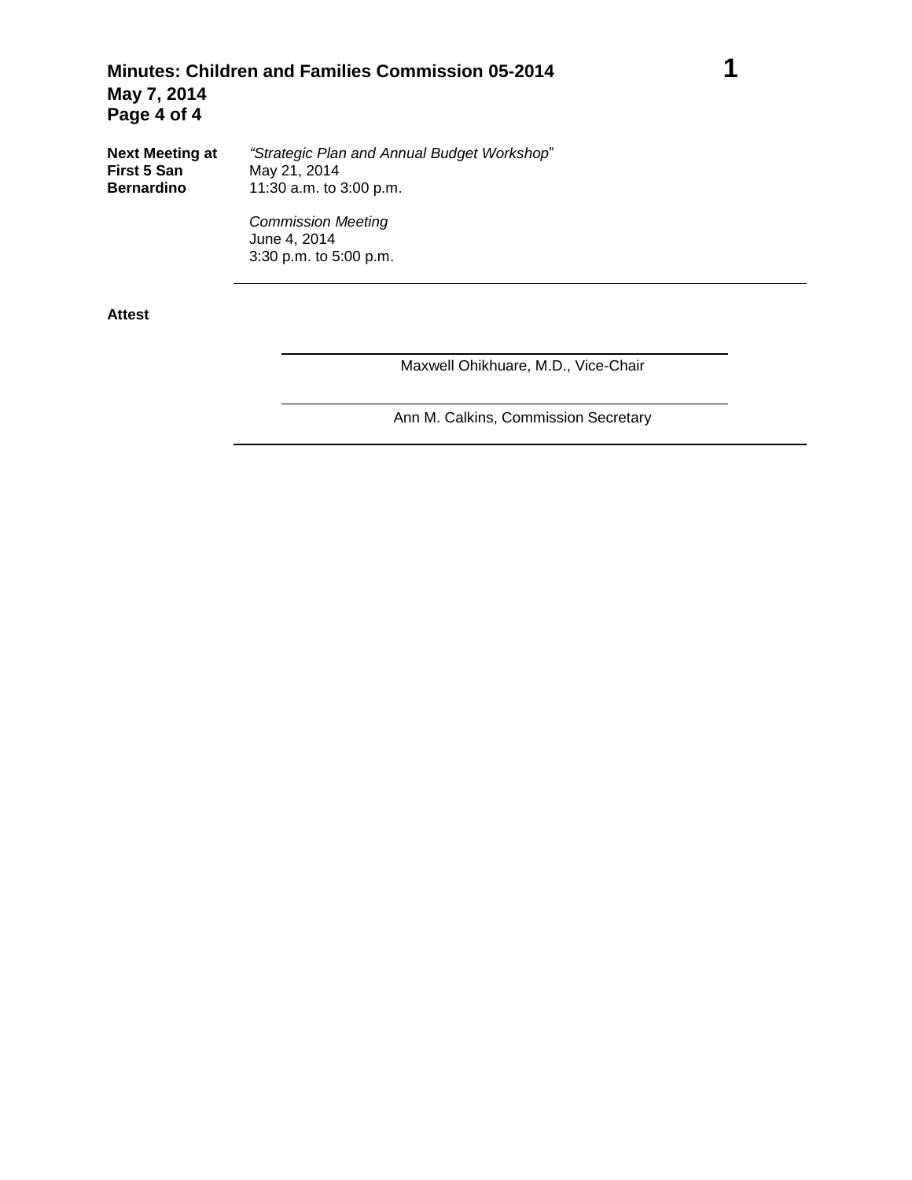| | |
|---|---|
| **Next Meeting at First 5 San Bernardino** | *"Strategic Plan and Annual Budget Workshop"*<br>May 21, 2014<br>11:30 a.m. to 3:00 p.m.<br><br>*Commission Meeting*<br>June 4, 2014<br>3:30 p.m. to 5:00 p.m. |

---

**Attest**

---

Maxwell Ohikhuare, M.D., Vice-Chair

---

Ann M. Calkins, Commission Secretary